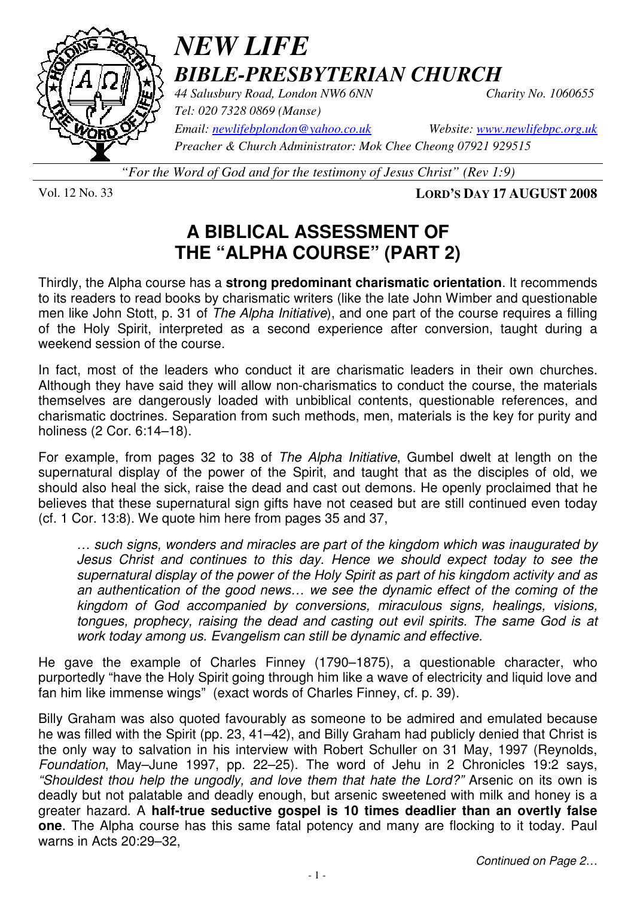# *NEW LIFE*
## *BIBLE-PRESBYTERIAN CHURCH*

*44 Salusbury Road, London NW6 6NN* *Charity No. 1060655*
*Tel: 020 7328 0869 (Manse)*
*Email: newlifebplondon@yahoo.co.uk* *Website: www.newlifebpc.org.uk*
*Preacher & Church Administrator: Mok Chee Cheong 07921 929515*

*"For the Word of God and for the testimony of Jesus Christ" (Rev 1:9)*

Vol. 12 No. 33 **LORD'S DAY 17 AUGUST 2008**

# A BIBLICAL ASSESSMENT OF THE "ALPHA COURSE" (PART 2)

Thirdly, the Alpha course has a **strong predominant charismatic orientation**. It recommends to its readers to read books by charismatic writers (like the late John Wimber and questionable men like John Stott, p. 31 of *The Alpha Initiative*), and one part of the course requires a filling of the Holy Spirit, interpreted as a second experience after conversion, taught during a weekend session of the course.

In fact, most of the leaders who conduct it are charismatic leaders in their own churches. Although they have said they will allow non-charismatics to conduct the course, the materials themselves are dangerously loaded with unbiblical contents, questionable references, and charismatic doctrines. Separation from such methods, men, materials is the key for purity and holiness (2 Cor. 6:14–18).

For example, from pages 32 to 38 of *The Alpha Initiative*, Gumbel dwelt at length on the supernatural display of the power of the Spirit, and taught that as the disciples of old, we should also heal the sick, raise the dead and cast out demons. He openly proclaimed that he believes that these supernatural sign gifts have not ceased but are still continued even today (cf. 1 Cor. 13:8). We quote him here from pages 35 and 37,

> *… such signs, wonders and miracles are part of the kingdom which was inaugurated by Jesus Christ and continues to this day. Hence we should expect today to see the supernatural display of the power of the Holy Spirit as part of his kingdom activity and as an authentication of the good news… we see the dynamic effect of the coming of the kingdom of God accompanied by conversions, miraculous signs, healings, visions, tongues, prophecy, raising the dead and casting out evil spirits. The same God is at work today among us. Evangelism can still be dynamic and effective.*

He gave the example of Charles Finney (1790–1875), a questionable character, who purportedly "have the Holy Spirit going through him like a wave of electricity and liquid love and fan him like immense wings" (exact words of Charles Finney, cf. p. 39).

Billy Graham was also quoted favourably as someone to be admired and emulated because he was filled with the Spirit (pp. 23, 41–42), and Billy Graham had publicly denied that Christ is the only way to salvation in his interview with Robert Schuller on 31 May, 1997 (Reynolds, *Foundation*, May–June 1997, pp. 22–25). The word of Jehu in 2 Chronicles 19:2 says, *"Shouldest thou help the ungodly, and love them that hate the Lord?"* Arsenic on its own is deadly but not palatable and deadly enough, but arsenic sweetened with milk and honey is a greater hazard. A **half-true seductive gospel is 10 times deadlier than an overtly false one**. The Alpha course has this same fatal potency and many are flocking to it today. Paul warns in Acts 20:29–32,

*Continued on Page 2…*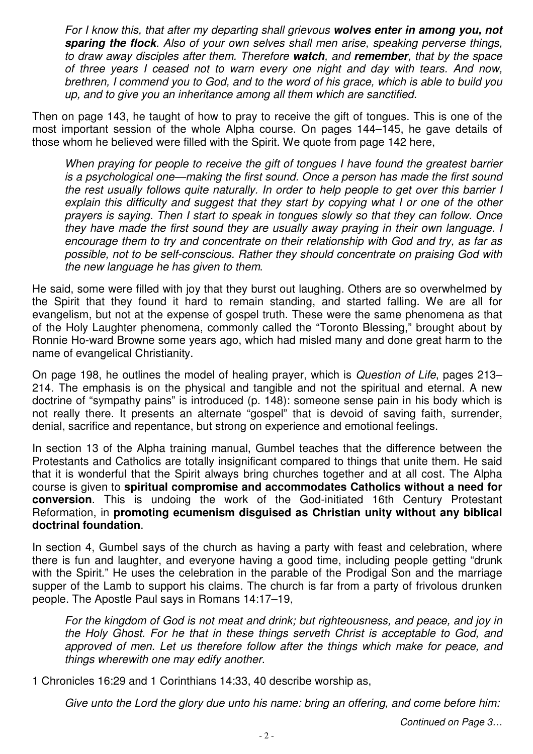> *For I know this, that after my departing shall grievous **wolves enter in among you, not sparing the flock**. Also of your own selves shall men arise, speaking perverse things, to draw away disciples after them. Therefore **watch**, and **remember**, that by the space of three years I ceased not to warn every one night and day with tears. And now, brethren, I commend you to God, and to the word of his grace, which is able to build you up, and to give you an inheritance among all them which are sanctified.*

Then on page 143, he taught of how to pray to receive the gift of tongues. This is one of the most important session of the whole Alpha course. On pages 144–145, he gave details of those whom he believed were filled with the Spirit. We quote from page 142 here,

> *When praying for people to receive the gift of tongues I have found the greatest barrier is a psychological one—making the first sound. Once a person has made the first sound the rest usually follows quite naturally. In order to help people to get over this barrier I explain this difficulty and suggest that they start by copying what I or one of the other prayers is saying. Then I start to speak in tongues slowly so that they can follow. Once they have made the first sound they are usually away praying in their own language. I encourage them to try and concentrate on their relationship with God and try, as far as possible, not to be self-conscious. Rather they should concentrate on praising God with the new language he has given to them*.

He said, some were filled with joy that they burst out laughing. Others are so overwhelmed by the Spirit that they found it hard to remain standing, and started falling. We are all for evangelism, but not at the expense of gospel truth. These were the same phenomena as that of the Holy Laughter phenomena, commonly called the "Toronto Blessing," brought about by Ronnie Ho-ward Browne some years ago, which had misled many and done great harm to the name of evangelical Christianity.

On page 198, he outlines the model of healing prayer, which is *Question of Life*, pages 213–214. The emphasis is on the physical and tangible and not the spiritual and eternal. A new doctrine of "sympathy pains" is introduced (p. 148): someone sense pain in his body which is not really there. It presents an alternate "gospel" that is devoid of saving faith, surrender, denial, sacrifice and repentance, but strong on experience and emotional feelings.

In section 13 of the Alpha training manual, Gumbel teaches that the difference between the Protestants and Catholics are totally insignificant compared to things that unite them. He said that it is wonderful that the Spirit always bring churches together and at all cost. The Alpha course is given to **spiritual compromise and accommodates Catholics without a need for conversion**. This is undoing the work of the God-initiated 16th Century Protestant Reformation, in **promoting ecumenism disguised as Christian unity without any biblical doctrinal foundation**.

In section 4, Gumbel says of the church as having a party with feast and celebration, where there is fun and laughter, and everyone having a good time, including people getting "drunk with the Spirit." He uses the celebration in the parable of the Prodigal Son and the marriage supper of the Lamb to support his claims. The church is far from a party of frivolous drunken people. The Apostle Paul says in Romans 14:17–19,

> *For the kingdom of God is not meat and drink; but righteousness, and peace, and joy in the Holy Ghost. For he that in these things serveth Christ is acceptable to God, and approved of men. Let us therefore follow after the things which make for peace, and things wherewith one may edify another.*

1 Chronicles 16:29 and 1 Corinthians 14:33, 40 describe worship as,

> *Give unto the Lord the glory due unto his name: bring an offering, and come before him:*

*Continued on Page 3…*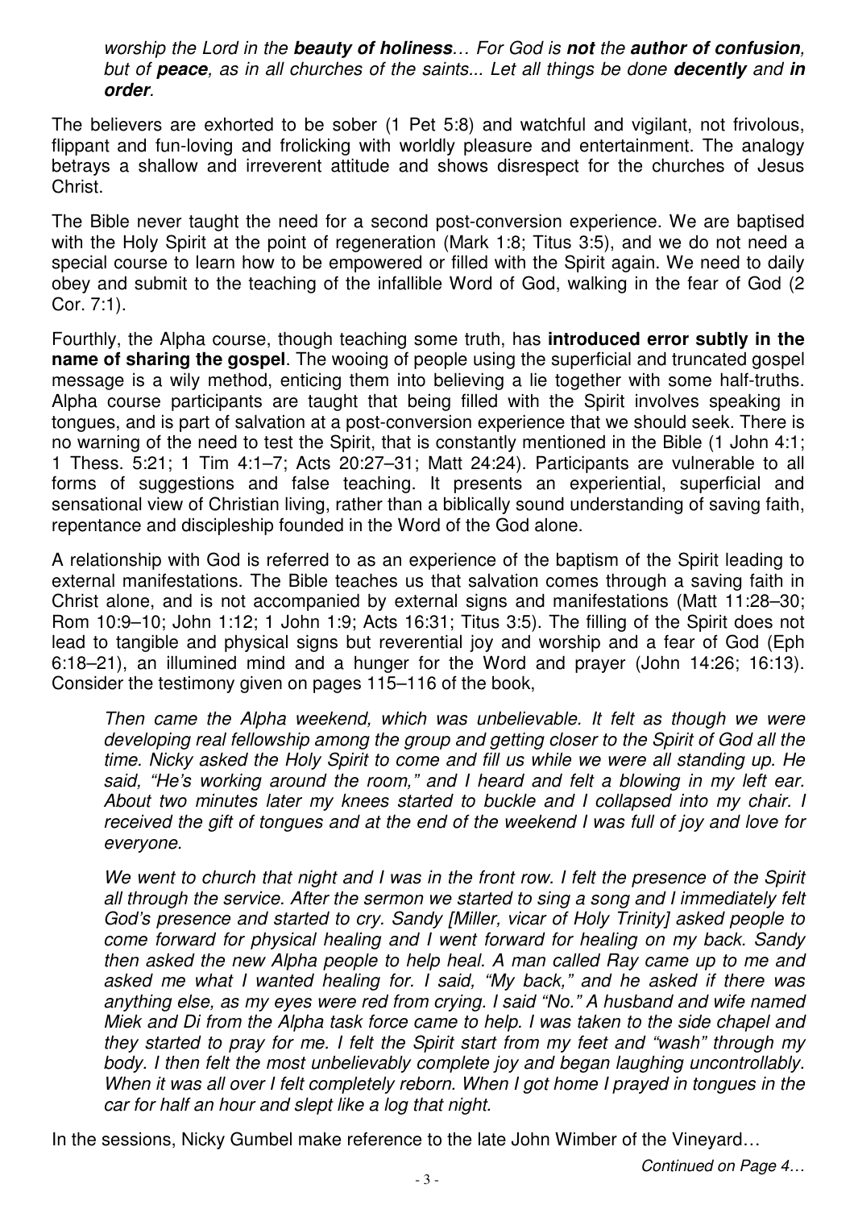> *worship the Lord in the **beauty of holiness**… For God is **not** the **author of confusion**, but of **peace**, as in all churches of the saints... Let all things be done **decently** and **in order**.*

The believers are exhorted to be sober (1 Pet 5:8) and watchful and vigilant, not frivolous, flippant and fun-loving and frolicking with worldly pleasure and entertainment. The analogy betrays a shallow and irreverent attitude and shows disrespect for the churches of Jesus Christ.

The Bible never taught the need for a second post-conversion experience. We are baptised with the Holy Spirit at the point of regeneration (Mark 1:8; Titus 3:5), and we do not need a special course to learn how to be empowered or filled with the Spirit again. We need to daily obey and submit to the teaching of the infallible Word of God, walking in the fear of God (2 Cor. 7:1).

Fourthly, the Alpha course, though teaching some truth, has **introduced error subtly in the name of sharing the gospel**. The wooing of people using the superficial and truncated gospel message is a wily method, enticing them into believing a lie together with some half-truths. Alpha course participants are taught that being filled with the Spirit involves speaking in tongues, and is part of salvation at a post-conversion experience that we should seek. There is no warning of the need to test the Spirit, that is constantly mentioned in the Bible (1 John 4:1; 1 Thess. 5:21; 1 Tim 4:1–7; Acts 20:27–31; Matt 24:24). Participants are vulnerable to all forms of suggestions and false teaching. It presents an experiential, superficial and sensational view of Christian living, rather than a biblically sound understanding of saving faith, repentance and discipleship founded in the Word of the God alone.

A relationship with God is referred to as an experience of the baptism of the Spirit leading to external manifestations. The Bible teaches us that salvation comes through a saving faith in Christ alone, and is not accompanied by external signs and manifestations (Matt 11:28–30; Rom 10:9–10; John 1:12; 1 John 1:9; Acts 16:31; Titus 3:5). The filling of the Spirit does not lead to tangible and physical signs but reverential joy and worship and a fear of God (Eph 6:18–21), an illumined mind and a hunger for the Word and prayer (John 14:26; 16:13). Consider the testimony given on pages 115–116 of the book,

> *Then came the Alpha weekend, which was unbelievable. It felt as though we were developing real fellowship among the group and getting closer to the Spirit of God all the time. Nicky asked the Holy Spirit to come and fill us while we were all standing up. He said, "He's working around the room," and I heard and felt a blowing in my left ear. About two minutes later my knees started to buckle and I collapsed into my chair. I received the gift of tongues and at the end of the weekend I was full of joy and love for everyone.*
>
> *We went to church that night and I was in the front row. I felt the presence of the Spirit all through the service. After the sermon we started to sing a song and I immediately felt God's presence and started to cry. Sandy [Miller, vicar of Holy Trinity] asked people to come forward for physical healing and I went forward for healing on my back. Sandy then asked the new Alpha people to help heal. A man called Ray came up to me and asked me what I wanted healing for. I said, "My back," and he asked if there was anything else, as my eyes were red from crying. I said "No." A husband and wife named Miek and Di from the Alpha task force came to help. I was taken to the side chapel and they started to pray for me. I felt the Spirit start from my feet and "wash" through my body. I then felt the most unbelievably complete joy and began laughing uncontrollably. When it was all over I felt completely reborn. When I got home I prayed in tongues in the car for half an hour and slept like a log that night.*

In the sessions, Nicky Gumbel make reference to the late John Wimber of the Vineyard…

*Continued on Page 4…*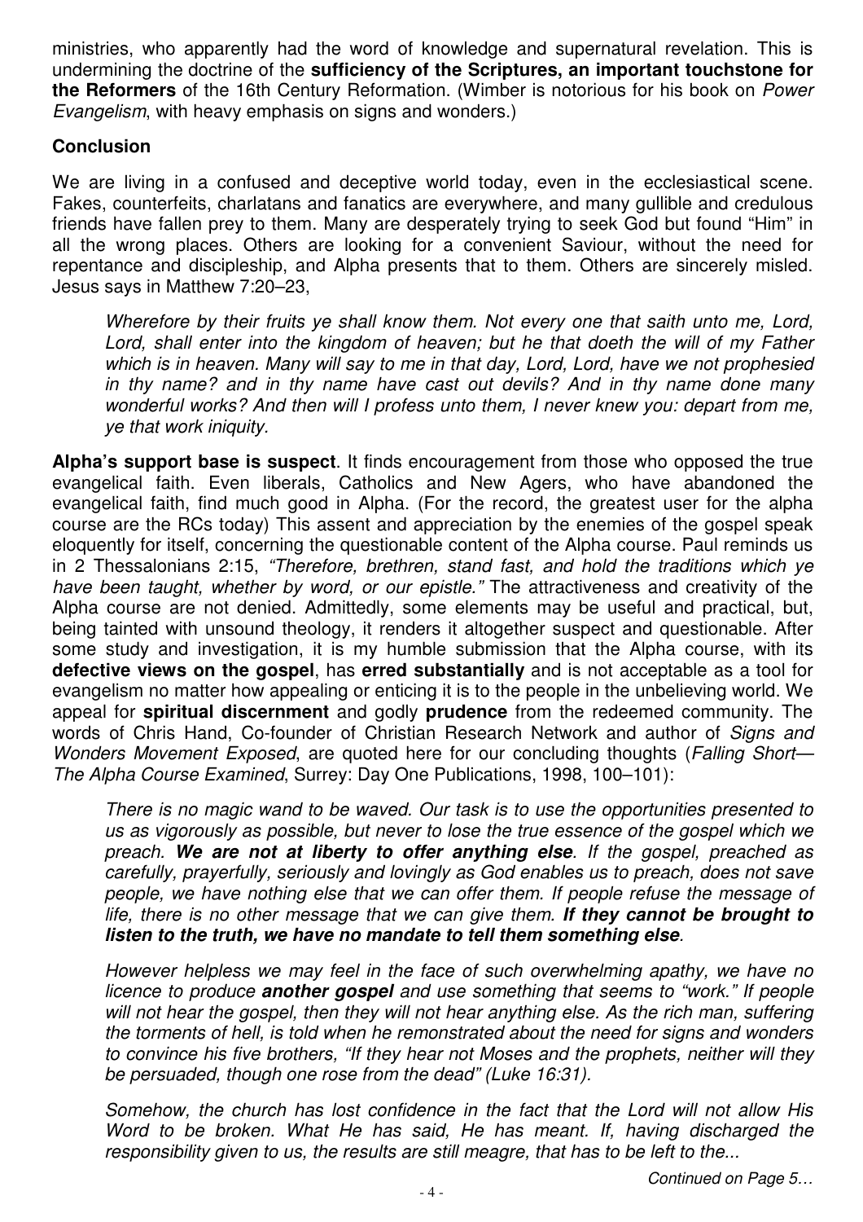ministries, who apparently had the word of knowledge and supernatural revelation. This is undermining the doctrine of the **sufficiency of the Scriptures, an important touchstone for the Reformers** of the 16th Century Reformation. (Wimber is notorious for his book on *Power Evangelism*, with heavy emphasis on signs and wonders.)

## Conclusion

We are living in a confused and deceptive world today, even in the ecclesiastical scene. Fakes, counterfeits, charlatans and fanatics are everywhere, and many gullible and credulous friends have fallen prey to them. Many are desperately trying to seek God but found "Him" in all the wrong places. Others are looking for a convenient Saviour, without the need for repentance and discipleship, and Alpha presents that to them. Others are sincerely misled. Jesus says in Matthew 7:20–23,

> *Wherefore by their fruits ye shall know them. Not every one that saith unto me, Lord, Lord, shall enter into the kingdom of heaven; but he that doeth the will of my Father which is in heaven. Many will say to me in that day, Lord, Lord, have we not prophesied in thy name? and in thy name have cast out devils? And in thy name done many wonderful works? And then will I profess unto them, I never knew you: depart from me, ye that work iniquity.*

**Alpha's support base is suspect**. It finds encouragement from those who opposed the true evangelical faith. Even liberals, Catholics and New Agers, who have abandoned the evangelical faith, find much good in Alpha. (For the record, the greatest user for the alpha course are the RCs today) This assent and appreciation by the enemies of the gospel speak eloquently for itself, concerning the questionable content of the Alpha course. Paul reminds us in 2 Thessalonians 2:15, *"Therefore, brethren, stand fast, and hold the traditions which ye have been taught, whether by word, or our epistle."* The attractiveness and creativity of the Alpha course are not denied. Admittedly, some elements may be useful and practical, but, being tainted with unsound theology, it renders it altogether suspect and questionable. After some study and investigation, it is my humble submission that the Alpha course, with its **defective views on the gospel**, has **erred substantially** and is not acceptable as a tool for evangelism no matter how appealing or enticing it is to the people in the unbelieving world. We appeal for **spiritual discernment** and godly **prudence** from the redeemed community. The words of Chris Hand, Co-founder of Christian Research Network and author of *Signs and Wonders Movement Exposed*, are quoted here for our concluding thoughts (*Falling Short—The Alpha Course Examined*, Surrey: Day One Publications, 1998, 100–101):

> *There is no magic wand to be waved. Our task is to use the opportunities presented to us as vigorously as possible, but never to lose the true essence of the gospel which we preach.* ***We are not at liberty to offer anything else****. If the gospel, preached as carefully, prayerfully, seriously and lovingly as God enables us to preach, does not save people, we have nothing else that we can offer them. If people refuse the message of life, there is no other message that we can give them.* ***If they cannot be brought to listen to the truth, we have no mandate to tell them something else****.*
>
> *However helpless we may feel in the face of such overwhelming apathy, we have no licence to produce* ***another gospel*** *and use something that seems to "work." If people will not hear the gospel, then they will not hear anything else. As the rich man, suffering the torments of hell, is told when he remonstrated about the need for signs and wonders to convince his five brothers, "If they hear not Moses and the prophets, neither will they be persuaded, though one rose from the dead" (Luke 16:31).*
>
> *Somehow, the church has lost confidence in the fact that the Lord will not allow His Word to be broken. What He has said, He has meant. If, having discharged the responsibility given to us, the results are still meagre, that has to be left to the...*

*Continued on Page 5…*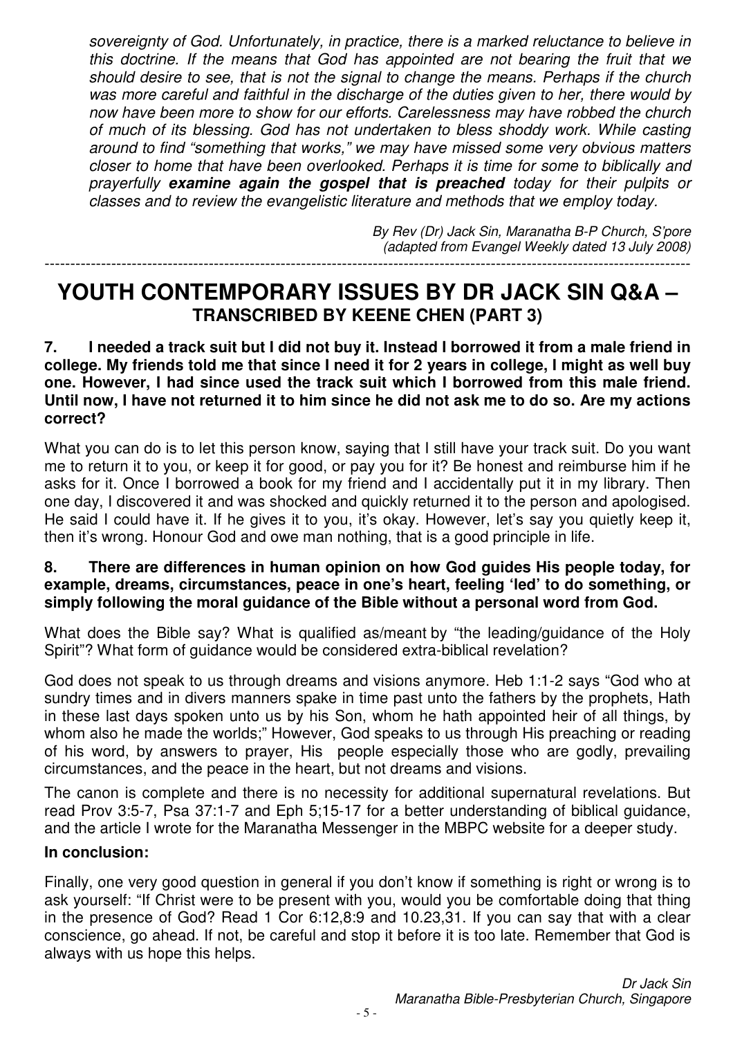*sovereignty of God. Unfortunately, in practice, there is a marked reluctance to believe in this doctrine. If the means that God has appointed are not bearing the fruit that we should desire to see, that is not the signal to change the means. Perhaps if the church was more careful and faithful in the discharge of the duties given to her, there would by now have been more to show for our efforts. Carelessness may have robbed the church of much of its blessing. God has not undertaken to bless shoddy work. While casting around to find "something that works," we may have missed some very obvious matters closer to home that have been overlooked. Perhaps it is time for some to biblically and prayerfully* ***examine again the gospel that is preached*** *today for their pulpits or classes and to review the evangelistic literature and methods that we employ today.*

*By Rev (Dr) Jack Sin, Maranatha B-P Church, S'pore*
*(adapted from Evangel Weekly dated 13 July 2008)*

---

# YOUTH CONTEMPORARY ISSUES BY DR JACK SIN Q&A – TRANSCRIBED BY KEENE CHEN (PART 3)

**7. I needed a track suit but I did not buy it. Instead I borrowed it from a male friend in college. My friends told me that since I need it for 2 years in college, I might as well buy one. However, I had since used the track suit which I borrowed from this male friend. Until now, I have not returned it to him since he did not ask me to do so. Are my actions correct?**

What you can do is to let this person know, saying that I still have your track suit. Do you want me to return it to you, or keep it for good, or pay you for it? Be honest and reimburse him if he asks for it. Once I borrowed a book for my friend and I accidentally put it in my library. Then one day, I discovered it and was shocked and quickly returned it to the person and apologised. He said I could have it. If he gives it to you, it's okay. However, let's say you quietly keep it, then it's wrong. Honour God and owe man nothing, that is a good principle in life.

**8. There are differences in human opinion on how God guides His people today, for example, dreams, circumstances, peace in one's heart, feeling 'led' to do something, or simply following the moral guidance of the Bible without a personal word from God.**

What does the Bible say? What is qualified as/meant by "the leading/guidance of the Holy Spirit"? What form of guidance would be considered extra-biblical revelation?

God does not speak to us through dreams and visions anymore. Heb 1:1-2 says "God who at sundry times and in divers manners spake in time past unto the fathers by the prophets, Hath in these last days spoken unto us by his Son, whom he hath appointed heir of all things, by whom also he made the worlds;" However, God speaks to us through His preaching or reading of his word, by answers to prayer, His people especially those who are godly, prevailing circumstances, and the peace in the heart, but not dreams and visions.

The canon is complete and there is no necessity for additional supernatural revelations. But read Prov 3:5-7, Psa 37:1-7 and Eph 5;15-17 for a better understanding of biblical guidance, and the article I wrote for the Maranatha Messenger in the MBPC website for a deeper study.

**In conclusion:**

Finally, one very good question in general if you don't know if something is right or wrong is to ask yourself: "If Christ were to be present with you, would you be comfortable doing that thing in the presence of God? Read 1 Cor 6:12,8:9 and 10.23,31. If you can say that with a clear conscience, go ahead. If not, be careful and stop it before it is too late. Remember that God is always with us hope this helps.

*Dr Jack Sin*
*Maranatha Bible-Presbyterian Church, Singapore*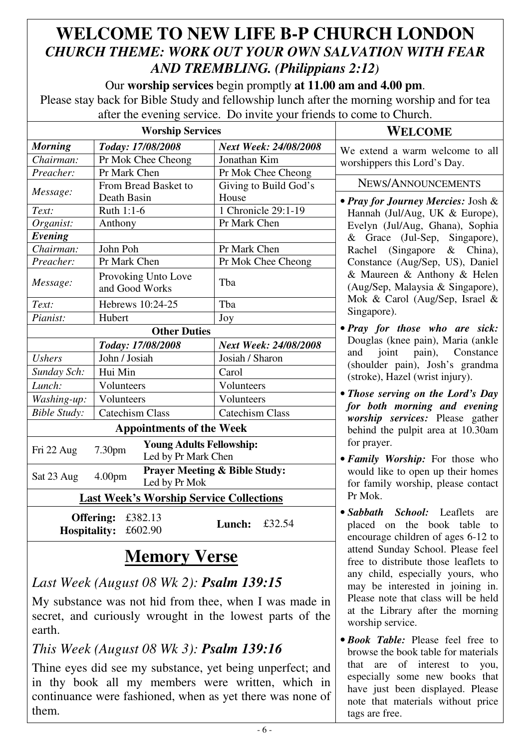# WELCOME TO NEW LIFE B-P CHURCH LONDON

## *CHURCH THEME: WORK OUT YOUR OWN SALVATION WITH FEAR AND TREMBLING. (Philippians 2:12)*

Our **worship services** begin promptly **at 11.00 am and 4.00 pm**.
Please stay back for Bible Study and fellowship lunch after the morning worship and for tea after the evening service. Do invite your friends to come to Church.

| Worship Services | | |
|---|---|---|
| ***Morning*** | ***Today: 17/08/2008*** | ***Next Week: 24/08/2008*** |
| *Chairman:* | Pr Mok Chee Cheong | Jonathan Kim |
| *Preacher:* | Pr Mark Chen | Pr Mok Chee Cheong |
| *Message:* | From Bread Basket to Death Basin | Giving to Build God's House |
| *Text:* | Ruth 1:1-6 | 1 Chronicle 29:1-19 |
| *Organist:* | Anthony | Pr Mark Chen |
| ***Evening*** | | |
| *Chairman:* | John Poh | Pr Mark Chen |
| *Preacher:* | Pr Mark Chen | Pr Mok Chee Cheong |
| *Message:* | Provoking Unto Love and Good Works | Tba |
| *Text:* | Hebrews 10:24-25 | Tba |
| *Pianist:* | Hubert | Joy |

| Other Duties | | |
|---|---|---|
| | ***Today: 17/08/2008*** | ***Next Week: 24/08/2008*** |
| *Ushers* | John / Josiah | Josiah / Sharon |
| *Sunday Sch:* | Hui Min | Carol |
| *Lunch:* | Volunteers | Volunteers |
| *Washing-up:* | Volunteers | Volunteers |
| *Bible Study:* | Catechism Class | Catechism Class |

| Appointments of the Week | | |
|---|---|---|
| Fri 22 Aug | 7.30pm | **Young Adults Fellowship:** Led by Pr Mark Chen |
| Sat 23 Aug | 4.00pm | **Prayer Meeting & Bible Study:** Led by Pr Mok |

**Last Week's Worship Service Collections**

**Offering:** £382.13
**Hospitality:** £602.90
**Lunch:** £32.54

# Memory Verse

### *Last Week (August 08 Wk 2): **Psalm 139:15***

My substance was not hid from thee, when I was made in secret, and curiously wrought in the lowest parts of the earth.

### *This Week (August 08 Wk 3): **Psalm 139:16***

Thine eyes did see my substance, yet being unperfect; and in thy book all my members were written, which in continuance were fashioned, when as yet there was none of them.

## WELCOME

We extend a warm welcome to all worshippers this Lord's Day.

## NEWS/ANNOUNCEMENTS

- ***Pray for Journey Mercies:*** Josh & Hannah (Jul/Aug, UK & Europe), Evelyn (Jul/Aug, Ghana), Sophia & Grace (Jul-Sep, Singapore), Rachel (Singapore & China), Constance (Aug/Sep, US), Daniel & Maureen & Anthony & Helen (Aug/Sep, Malaysia & Singapore), Mok & Carol (Aug/Sep, Israel & Singapore).
- ***Pray for those who are sick:*** Douglas (knee pain), Maria (ankle and joint pain), Constance (shoulder pain), Josh's grandma (stroke), Hazel (wrist injury).
- ***Those serving on the Lord's Day for both morning and evening worship services:*** Please gather behind the pulpit area at 10.30am for prayer.
- ***Family Worship:*** For those who would like to open up their homes for family worship, please contact Pr Mok.
- ***Sabbath School:*** Leaflets are placed on the book table to encourage children of ages 6-12 to attend Sunday School. Please feel free to distribute those leaflets to any child, especially yours, who may be interested in joining in. Please note that class will be held at the Library after the morning worship service.
- ***Book Table:*** Please feel free to browse the book table for materials that are of interest to you, especially some new books that have just been displayed. Please note that materials without price tags are free.